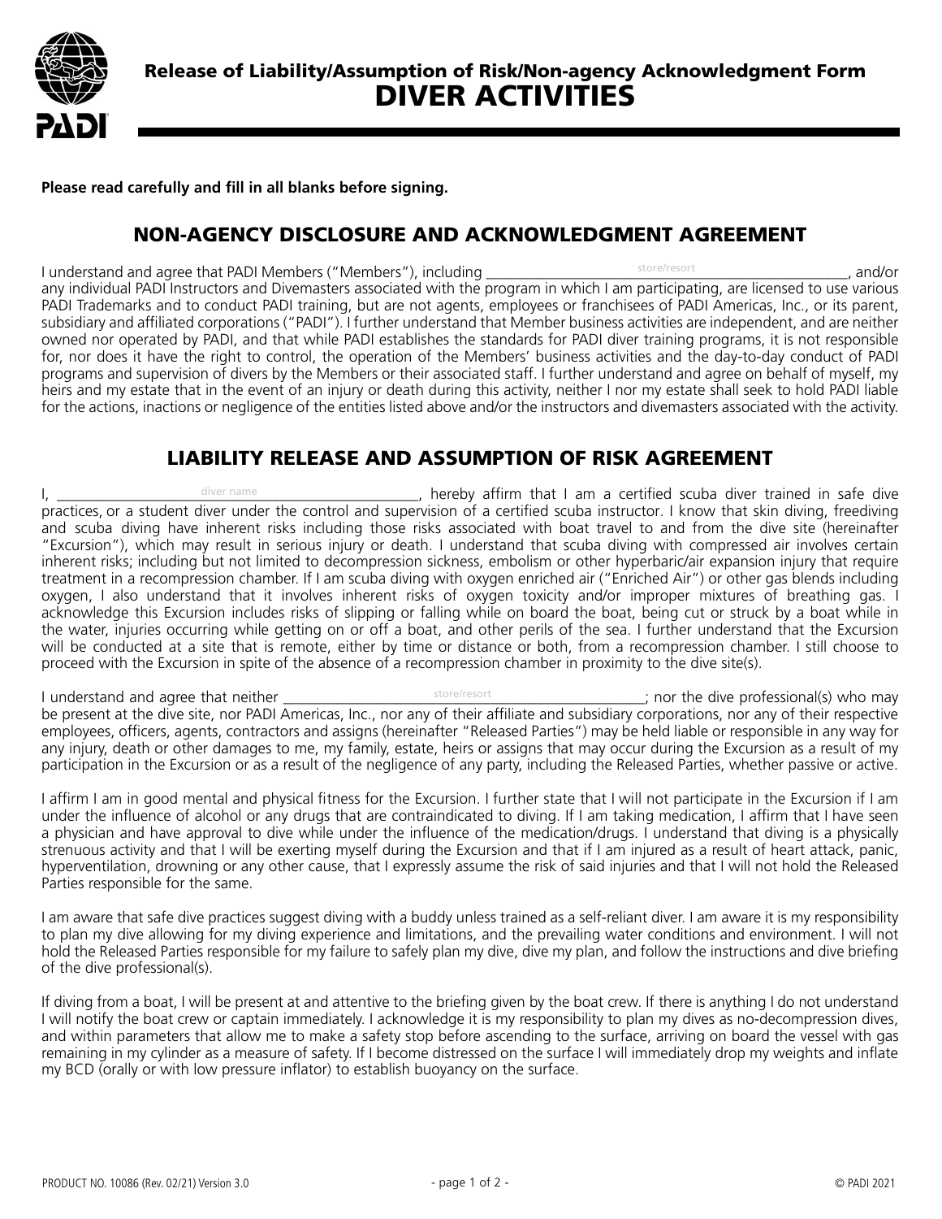# Release of Liability/Assumption of Risk/Non-agency Acknowledgment Form

# DIVER ACTIVITIES

**Please read carefully and fill in all blanks before signing.**

## NON-AGENCY DISCLOSURE AND ACKNOWLEDGMENT AGREEMENT

I understand and agree that PADI Members ("Members"), including ______________ (store/resort), and/or any individual PADI Instructors and Divemasters associated with the program in which I am participating, are licensed to use various PADI Trademarks and to conduct PADI training, but are not agents, employees or franchisees of PADI Americas, Inc., or its parent, subsidiary and affiliated corporations ("PADI"). I further understand that Member business activities are independent, and are neither owned nor operated by PADI, and that while PADI establishes the standards for PADI diver training programs, it is not responsible for, nor does it have the right to control, the operation of the Members' business activities and the day-to-day conduct of PADI programs and supervision of divers by the Members or their associated staff. I further understand and agree on behalf of myself, my heirs and my estate that in the event of an injury or death during this activity, neither I nor my estate shall seek to hold PADI liable for the actions, inactions or negligence of the entities listed above and/or the instructors and divemasters associated with the activity.

## LIABILITY RELEASE AND ASSUMPTION OF RISK AGREEMENT

I, ______________ (diver name), hereby affirm that I am a certified scuba diver trained in safe dive practices, or a student diver under the control and supervision of a certified scuba instructor. I know that skin diving, freediving and scuba diving have inherent risks including those risks associated with boat travel to and from the dive site (hereinafter "Excursion"), which may result in serious injury or death. I understand that scuba diving with compressed air involves certain inherent risks; including but not limited to decompression sickness, embolism or other hyperbaric/air expansion injury that require treatment in a recompression chamber. If I am scuba diving with oxygen enriched air ("Enriched Air") or other gas blends including oxygen, I also understand that it involves inherent risks of oxygen toxicity and/or improper mixtures of breathing gas. I acknowledge this Excursion includes risks of slipping or falling while on board the boat, being cut or struck by a boat while in the water, injuries occurring while getting on or off a boat, and other perils of the sea. I further understand that the Excursion will be conducted at a site that is remote, either by time or distance or both, from a recompression chamber. I still choose to proceed with the Excursion in spite of the absence of a recompression chamber in proximity to the dive site(s).

I understand and agree that neither ______________ (store/resort); nor the dive professional(s) who may be present at the dive site, nor PADI Americas, Inc., nor any of their affiliate and subsidiary corporations, nor any of their respective employees, officers, agents, contractors and assigns (hereinafter "Released Parties") may be held liable or responsible in any way for any injury, death or other damages to me, my family, estate, heirs or assigns that may occur during the Excursion as a result of my participation in the Excursion or as a result of the negligence of any party, including the Released Parties, whether passive or active.

I affirm I am in good mental and physical fitness for the Excursion. I further state that I will not participate in the Excursion if I am under the influence of alcohol or any drugs that are contraindicated to diving. If I am taking medication, I affirm that I have seen a physician and have approval to dive while under the influence of the medication/drugs. I understand that diving is a physically strenuous activity and that I will be exerting myself during the Excursion and that if I am injured as a result of heart attack, panic, hyperventilation, drowning or any other cause, that I expressly assume the risk of said injuries and that I will not hold the Released Parties responsible for the same.

I am aware that safe dive practices suggest diving with a buddy unless trained as a self-reliant diver. I am aware it is my responsibility to plan my dive allowing for my diving experience and limitations, and the prevailing water conditions and environment. I will not hold the Released Parties responsible for my failure to safely plan my dive, dive my plan, and follow the instructions and dive briefing of the dive professional(s).

If diving from a boat, I will be present at and attentive to the briefing given by the boat crew. If there is anything I do not understand I will notify the boat crew or captain immediately. I acknowledge it is my responsibility to plan my dives as no-decompression dives, and within parameters that allow me to make a safety stop before ascending to the surface, arriving on board the vessel with gas remaining in my cylinder as a measure of safety. If I become distressed on the surface I will immediately drop my weights and inflate my BCD (orally or with low pressure inflator) to establish buoyancy on the surface.

PRODUCT NO. 10086 (Rev. 02/21) Version 3.0

© PADI 2021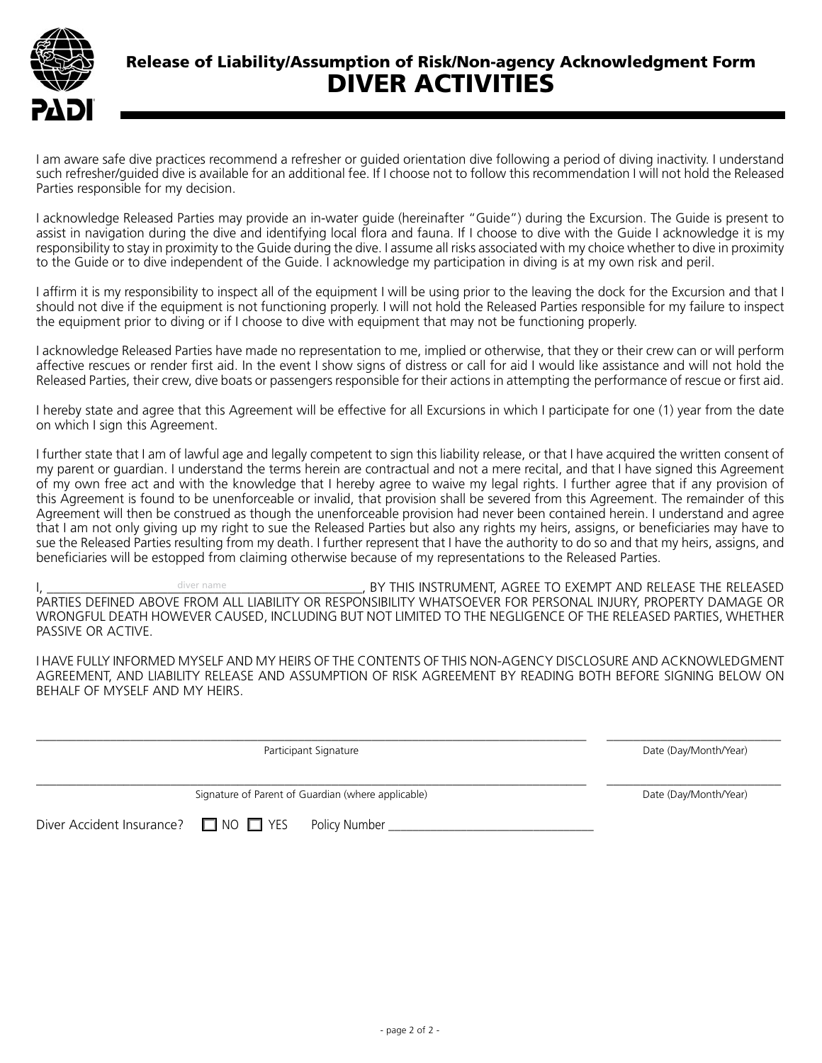# Release of Liability/Assumption of Risk/Non-agency Acknowledgment Form

# DIVER ACTIVITIES

I am aware safe dive practices recommend a refresher or guided orientation dive following a period of diving inactivity. I understand such refresher/guided dive is available for an additional fee. If I choose not to follow this recommendation I will not hold the Released Parties responsible for my decision.

I acknowledge Released Parties may provide an in-water guide (hereinafter "Guide") during the Excursion. The Guide is present to assist in navigation during the dive and identifying local flora and fauna. If I choose to dive with the Guide I acknowledge it is my responsibility to stay in proximity to the Guide during the dive. I assume all risks associated with my choice whether to dive in proximity to the Guide or to dive independent of the Guide. I acknowledge my participation in diving is at my own risk and peril.

I affirm it is my responsibility to inspect all of the equipment I will be using prior to the leaving the dock for the Excursion and that I should not dive if the equipment is not functioning properly. I will not hold the Released Parties responsible for my failure to inspect the equipment prior to diving or if I choose to dive with equipment that may not be functioning properly.

I acknowledge Released Parties have made no representation to me, implied or otherwise, that they or their crew can or will perform affective rescues or render first aid. In the event I show signs of distress or call for aid I would like assistance and will not hold the Released Parties, their crew, dive boats or passengers responsible for their actions in attempting the performance of rescue or first aid.

I hereby state and agree that this Agreement will be effective for all Excursions in which I participate for one (1) year from the date on which I sign this Agreement.

I further state that I am of lawful age and legally competent to sign this liability release, or that I have acquired the written consent of my parent or guardian. I understand the terms herein are contractual and not a mere recital, and that I have signed this Agreement of my own free act and with the knowledge that I hereby agree to waive my legal rights. I further agree that if any provision of this Agreement is found to be unenforceable or invalid, that provision shall be severed from this Agreement. The remainder of this Agreement will then be construed as though the unenforceable provision had never been contained herein. I understand and agree that I am not only giving up my right to sue the Released Parties but also any rights my heirs, assigns, or beneficiaries may have to sue the Released Parties resulting from my death. I further represent that I have the authority to do so and that my heirs, assigns, and beneficiaries will be estopped from claiming otherwise because of my representations to the Released Parties.

I, ______________________ (diver name) ______________________, BY THIS INSTRUMENT, AGREE TO EXEMPT AND RELEASE THE RELEASED PARTIES DEFINED ABOVE FROM ALL LIABILITY OR RESPONSIBILITY WHATSOEVER FOR PERSONAL INJURY, PROPERTY DAMAGE OR WRONGFUL DEATH HOWEVER CAUSED, INCLUDING BUT NOT LIMITED TO THE NEGLIGENCE OF THE RELEASED PARTIES, WHETHER PASSIVE OR ACTIVE.

I HAVE FULLY INFORMED MYSELF AND MY HEIRS OF THE CONTENTS OF THIS NON-AGENCY DISCLOSURE AND ACKNOWLEDGMENT AGREEMENT, AND LIABILITY RELEASE AND ASSUMPTION OF RISK AGREEMENT BY READING BOTH BEFORE SIGNING BELOW ON BEHALF OF MYSELF AND MY HEIRS.

______________________________________________ ______________________

Participant Signature Date (Day/Month/Year)

______________________________________________ ______________________

Signature of Parent of Guardian (where applicable) Date (Day/Month/Year)

Diver Accident Insurance? ☐ NO ☐ YES Policy Number ______________________